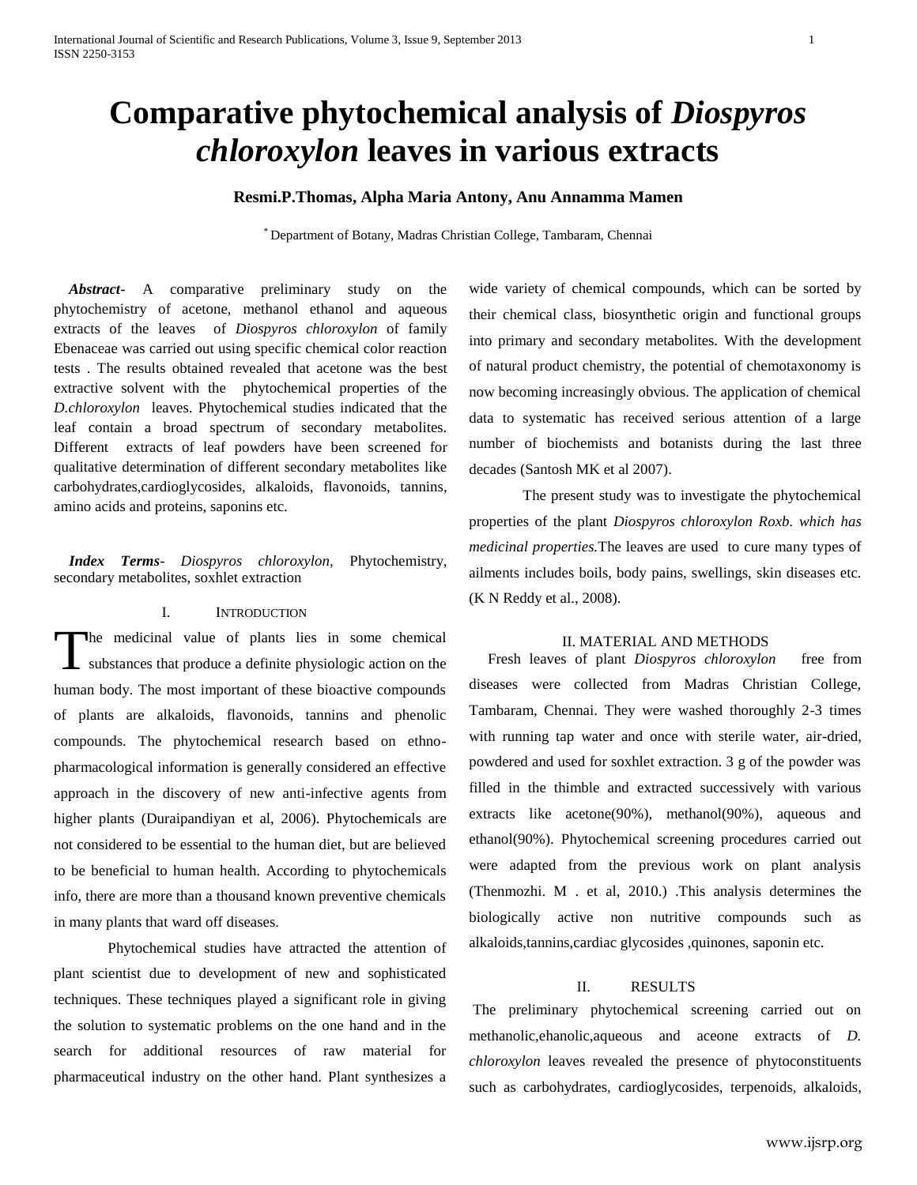# Comparative phytochemical analysis of *Diospyros chloroxylon* leaves in various extracts

**Resmi.P.Thomas, Alpha Maria Antony, Anu Annamma Mamen**

[*] Department of Botany, Madras Christian College, Tambaram, Chennai

***Abstract-*** A comparative preliminary study on the phytochemistry of acetone, methanol ethanol and aqueous extracts of the leaves of *Diospyros chloroxylon* of family Ebenaceae was carried out using specific chemical color reaction tests . The results obtained revealed that acetone was the best extractive solvent with the phytochemical properties of the *D.chloroxylon* leaves. Phytochemical studies indicated that the leaf contain a broad spectrum of secondary metabolites. Different extracts of leaf powders have been screened for qualitative determination of different secondary metabolites like carbohydrates,cardioglycosides, alkaloids, flavonoids, tannins, amino acids and proteins, saponins etc.

***Index Terms-*** *Diospyros chloroxylon,* Phytochemistry, secondary metabolites, soxhlet extraction

## I. Introduction

The medicinal value of plants lies in some chemical substances that produce a definite physiologic action on the human body. The most important of these bioactive compounds of plants are alkaloids, flavonoids, tannins and phenolic compounds. The phytochemical research based on ethno-pharmacological information is generally considered an effective approach in the discovery of new anti-infective agents from higher plants (Duraipandiyan et al, 2006). Phytochemicals are not considered to be essential to the human diet, but are believed to be beneficial to human health. According to phytochemicals info, there are more than a thousand known preventive chemicals in many plants that ward off diseases.

Phytochemical studies have attracted the attention of plant scientist due to development of new and sophisticated techniques. These techniques played a significant role in giving the solution to systematic problems on the one hand and in the search for additional resources of raw material for pharmaceutical industry on the other hand. Plant synthesizes a wide variety of chemical compounds, which can be sorted by their chemical class, biosynthetic origin and functional groups into primary and secondary metabolites. With the development of natural product chemistry, the potential of chemotaxonomy is now becoming increasingly obvious. The application of chemical data to systematic has received serious attention of a large number of biochemists and botanists during the last three decades (Santosh MK et al 2007).

The present study was to investigate the phytochemical properties of the plant *Diospyros chloroxylon Roxb. which has medicinal properties.*The leaves are used to cure many types of ailments includes boils, body pains, swellings, skin diseases etc.(K N Reddy et al., 2008).

## II. MATERIAL AND METHODS

Fresh leaves of plant *Diospyros chloroxylon* free from diseases were collected from Madras Christian College, Tambaram, Chennai. They were washed thoroughly 2-3 times with running tap water and once with sterile water, air-dried, powdered and used for soxhlet extraction. 3 g of the powder was filled in the thimble and extracted successively with various extracts like acetone(90%), methanol(90%), aqueous and ethanol(90%). Phytochemical screening procedures carried out were adapted from the previous work on plant analysis (Thenmozhi. M . et al, 2010.) .This analysis determines the biologically active non nutritive compounds such as alkaloids,tannins,cardiac glycosides ,quinones, saponin etc.

## II. RESULTS

The preliminary phytochemical screening carried out on methanolic,ehanolic,aqueous and aceone extracts of *D. chloroxylon* leaves revealed the presence of phytoconstituents such as carbohydrates, cardioglycosides, terpenoids, alkaloids,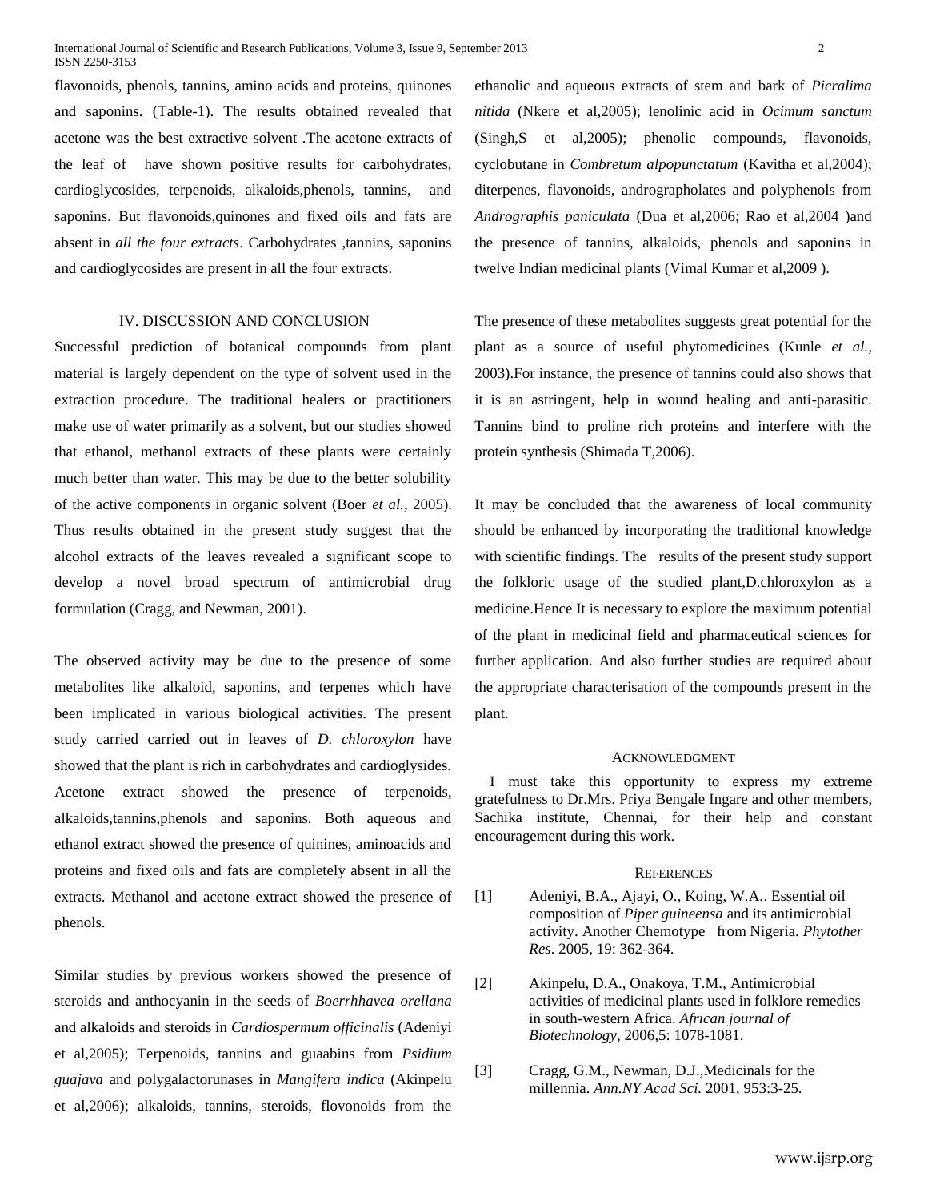flavonoids, phenols, tannins, amino acids and proteins, quinones and saponins. (Table-1). The results obtained revealed that acetone was the best extractive solvent .The acetone extracts of the leaf of  have shown positive results for carbohydrates, cardioglycosides, terpenoids, alkaloids,phenols, tannins,  and saponins. But flavonoids,quinones and fixed oils and fats are absent in *all the four extracts*. Carbohydrates ,tannins, saponins and cardioglycosides are present in all the four extracts.

## IV. DISCUSSION AND CONCLUSION

Successful prediction of botanical compounds from plant material is largely dependent on the type of solvent used in the extraction procedure. The traditional healers or practitioners make use of water primarily as a solvent, but our studies showed that ethanol, methanol extracts of these plants were certainly much better than water. This may be due to the better solubility of the active components in organic solvent (Boer *et al.*, 2005). Thus results obtained in the present study suggest that the alcohol extracts of the leaves revealed a significant scope to develop a novel broad spectrum of antimicrobial drug formulation (Cragg, and Newman, 2001).

The observed activity may be due to the presence of some metabolites like alkaloid, saponins, and terpenes which have been implicated in various biological activities. The present study carried carried out in leaves of *D. chloroxylon* have showed that the plant is rich in carbohydrates and cardioglysides. Acetone extract showed the presence of terpenoids, alkaloids,tannins,phenols and saponins. Both aqueous and ethanol extract showed the presence of quinines, aminoacids and proteins and fixed oils and fats are completely absent in all the extracts. Methanol and acetone extract showed the presence of phenols.

Similar studies by previous workers showed the presence of steroids and anthocyanin in the seeds of *Boerrhhavea orellana* and alkaloids and steroids in *Cardiospermum officinalis* (Adeniyi et al,2005); Terpenoids, tannins and guaabins from *Psidium guajava* and polygalactorunases in *Mangifera indica* (Akinpelu et al,2006); alkaloids, tannins, steroids, flovonoids from the ethanolic and aqueous extracts of stem and bark of *Picralima nitida* (Nkere et al,2005); lenolinic acid in *Ocimum sanctum* (Singh,S et al,2005); phenolic compounds, flavonoids, cyclobutane in *Combretum alpopunctatum* (Kavitha et al,2004); diterpenes, flavonoids, andrographolates and polyphenols from *Andrographis paniculata* (Dua et al,2006; Rao et al,2004 )and the presence of tannins, alkaloids, phenols and saponins in twelve Indian medicinal plants (Vimal Kumar et al,2009 ).

The presence of these metabolites suggests great potential for the plant as a source of useful phytomedicines (Kunle *et al.*, 2003).For instance, the presence of tannins could also shows that it is an astringent, help in wound healing and anti-parasitic. Tannins bind to proline rich proteins and interfere with the protein synthesis (Shimada T,2006).

It may be concluded that the awareness of local community should be enhanced by incorporating the traditional knowledge with scientific findings. The  results of the present study support the folkloric usage of the studied plant,D.chloroxylon as a medicine.Hence It is necessary to explore the maximum potential of the plant in medicinal field and pharmaceutical sciences for further application. And also further studies are required about the appropriate characterisation of the compounds present in the plant.

## ACKNOWLEDGMENT

I must take this opportunity to express my extreme gratefulness to Dr.Mrs. Priya Bengale Ingare and other members, Sachika institute, Chennai, for their help and constant encouragement during this work.

## REFERENCES

[1] Adeniyi, B.A., Ajayi, O., Koing, W.A.. Essential oil composition of *Piper guineensa* and its antimicrobial activity. Another Chemotype  from Nigeria. *Phytother Res*. 2005, 19: 362-364.

[2] Akinpelu, D.A., Onakoya, T.M., Antimicrobial activities of medicinal plants used in folklore remedies in south-western Africa. *African journal of Biotechnology*, 2006,5: 1078-1081.

[3] Cragg, G.M., Newman, D.J.,Medicinals for the millennia. *Ann.NY Acad Sci.* 2001, 953:3-25.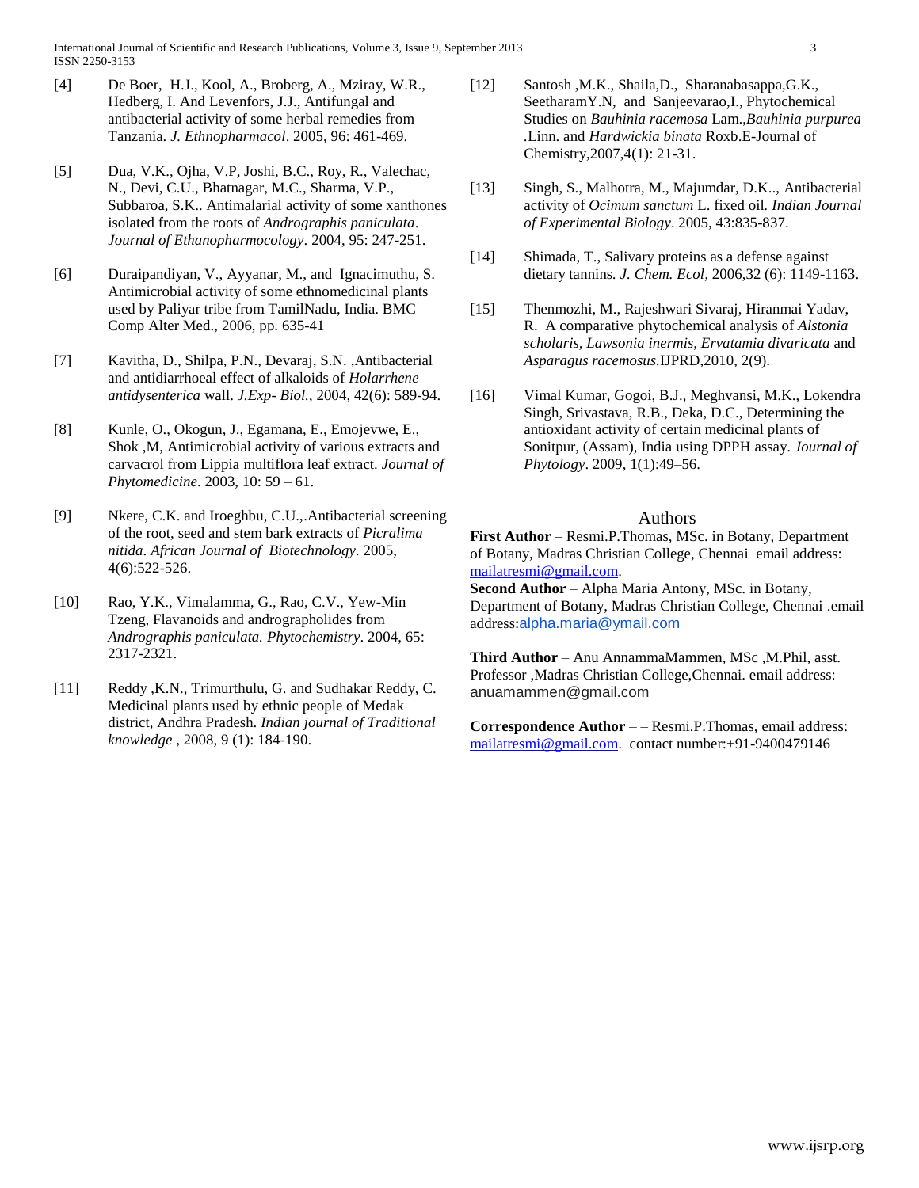[4] De Boer, H.J., Kool, A., Broberg, A., Mziray, W.R., Hedberg, I. And Levenfors, J.J., Antifungal and antibacterial activity of some herbal remedies from Tanzania. *J. Ethnopharmacol*. 2005, 96: 461-469.

[5] Dua, V.K., Ojha, V.P, Joshi, B.C., Roy, R., Valechac, N., Devi, C.U., Bhatnagar, M.C., Sharma, V.P., Subbaroa, S.K.. Antimalarial activity of some xanthones isolated from the roots of *Andrographis paniculata*. *Journal of Ethanopharmocology*. 2004, 95: 247-251.

[6] Duraipandiyan, V., Ayyanar, M., and Ignacimuthu, S. Antimicrobial activity of some ethnomedicinal plants used by Paliyar tribe from TamilNadu, India. BMC Comp Alter Med., 2006, pp. 635-41

[7] Kavitha, D., Shilpa, P.N., Devaraj, S.N. ,Antibacterial and antidiarrhoeal effect of alkaloids of *Holarrhene antidysenterica* wall. *J.Exp- Biol.*, 2004, 42(6): 589-94.

[8] Kunle, O., Okogun, J., Egamana, E., Emojevwe, E., Shok ,M, Antimicrobial activity of various extracts and carvacrol from Lippia multiflora leaf extract. *Journal of Phytomedicine*. 2003, 10: 59 – 61.

[9] Nkere, C.K. and Iroeghbu, C.U.,.Antibacterial screening of the root, seed and stem bark extracts of *Picralima nitida*. *African Journal of Biotechnology*. 2005, 4(6):522-526.

[10] Rao, Y.K., Vimalamma, G., Rao, C.V., Yew-Min Tzeng, Flavanoids and andrographolides from *Andrographis paniculata. Phytochemistry*. 2004, 65: 2317-2321.

[11] Reddy ,K.N., Trimurthulu, G. and Sudhakar Reddy, C. Medicinal plants used by ethnic people of Medak district, Andhra Pradesh. *Indian journal of Traditional knowledge* , 2008, 9 (1): 184-190.

[12] Santosh ,M.K., Shaila,D., Sharanabasappa,G.K., SeetharamY.N, and Sanjeevarao,I., Phytochemical Studies on *Bauhinia racemosa* Lam.,*Bauhinia purpurea* .Linn. and *Hardwickia binata* Roxb.E-Journal of Chemistry,2007,4(1): 21-31.

[13] Singh, S., Malhotra, M., Majumdar, D.K.., Antibacterial activity of *Ocimum sanctum* L. fixed oil. *Indian Journal of Experimental Biology*. 2005, 43:835-837.

[14] Shimada, T., Salivary proteins as a defense against dietary tannins. *J. Chem. Ecol*, 2006,32 (6): 1149-1163.

[15] Thenmozhi, M., Rajeshwari Sivaraj, Hiranmai Yadav, R. A comparative phytochemical analysis of *Alstonia scholaris, Lawsonia inermis, Ervatamia divaricata* and *Asparagus racemosus.*IJPRD,2010, 2(9).

[16] Vimal Kumar, Gogoi, B.J., Meghvansi, M.K., Lokendra Singh, Srivastava, R.B., Deka, D.C., Determining the antioxidant activity of certain medicinal plants of Sonitpur, (Assam), India using DPPH assay. *Journal of Phytology*. 2009, 1(1):49–56.

## Authors

**First Author** – Resmi.P.Thomas, MSc. in Botany, Department of Botany, Madras Christian College, Chennai email address: mailatresmi@gmail.com.

**Second Author** – Alpha Maria Antony, MSc. in Botany, Department of Botany, Madras Christian College, Chennai .email address:alpha.maria@ymail.com

**Third Author** – Anu AnnammaMammen, MSc ,M.Phil, asst. Professor ,Madras Christian College,Chennai. email address: anuamammen@gmail.com

**Correspondence Author** – – Resmi.P.Thomas, email address: mailatresmi@gmail.com. contact number:+91-9400479146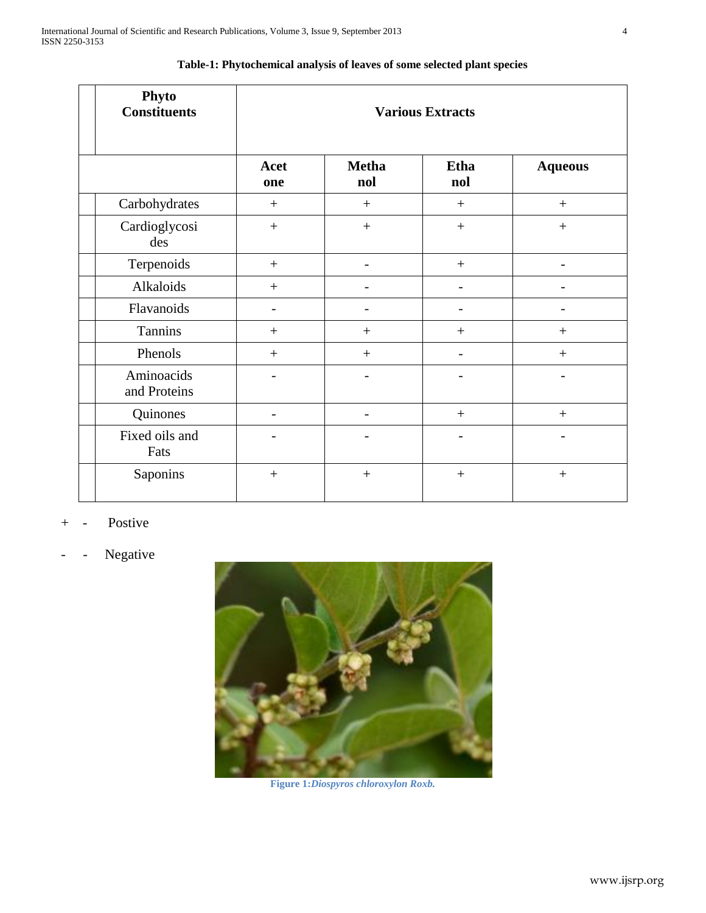**Table-1: Phytochemical analysis of leaves of some selected plant species**

| Phyto Constituents | Various Extracts | | | |
|---|---|---|---|---|
| | Acetone | Methanol | Ethanol | Aqueous |
| Carbohydrates | + | + | + | + |
| Cardioglycosides | + | + | + | + |
| Terpenoids | + | - | + | - |
| Alkaloids | + | - | - | - |
| Flavanoids | - | - | - | - |
| Tannins | + | + | + | + |
| Phenols | + | + | - | + |
| Aminoacids and Proteins | - | - | - | - |
| Quinones | - | - | + | + |
| Fixed oils and Fats | - | - | - | - |
| Saponins | + | + | + | + |

\+ - Postive

\- - Negative

**Figure 1:*Diospyros chloroxylon Roxb.***